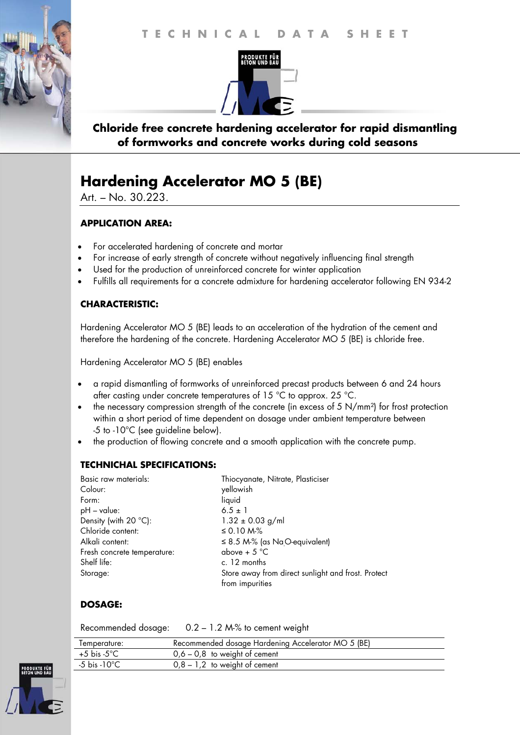TECHNICAL DATA SHEET

**Chloride free concrete hardening accelerator for rapid dismantling of formworks and concrete works during cold seasons**

# Hardening Accelerator MO 5 (BE)

Art. – No. 30.223.

### APPLICATION AREA:

- For accelerated hardening of concrete and mortar
- For increase of early strength of concrete without negatively influencing final strength
- Used for the production of unreinforced concrete for winter application
- Fulfills all requirements for a concrete admixture for hardening accelerator following EN 934-2

### CHARACTERISTIC:

Hardening Accelerator MO 5 (BE) leads to an acceleration of the hydration of the cement and therefore the hardening of the concrete. Hardening Accelerator MO 5 (BE) is chloride free.

Hardening Accelerator MO 5 (BE) enables

- a rapid dismantling of formworks of unreinforced precast products between 6 and 24 hours after casting under concrete temperatures of 15 °C to approx. 25 °C.
- the necessary compression strength of the concrete (in excess of 5 N/mm²) for frost protection within a short period of time dependent on dosage under ambient temperature between -5 to -10°C (see guideline below).
- the production of flowing concrete and a smooth application with the concrete pump.

### TECHNICHAL SPECIFICATIONS:

| | |
|---|---|
| Basic raw materials: | Thiocyanate, Nitrate, Plasticiser |
| Colour: | yellowish |
| Form: | liquid |
| pH – value: | 6.5 ± 1 |
| Density (with 20 °C): | 1.32 ± 0.03 g/ml |
| Chloride content: | ≤ 0.10 M-% |
| Alkali content: | ≤ 8.5 M-% (as $Na_2O$-equivalent) |
| Fresh concrete temperature: | above + 5 °C |
| Shelf life: | c. 12 months |
| Storage: | Store away from direct sunlight and frost. Protect from impurities |

### DOSAGE:

Recommended dosage: 0.2 – 1.2 M-% to cement weight

| Temperature: | Recommended dosage Hardening Accelerator MO 5 (BE) |
|---|---|
| +5 bis -5°C | 0,6 – 0,8 to weight of cement |
| -5 bis -10°C | 0,8 – 1,2 to weight of cement |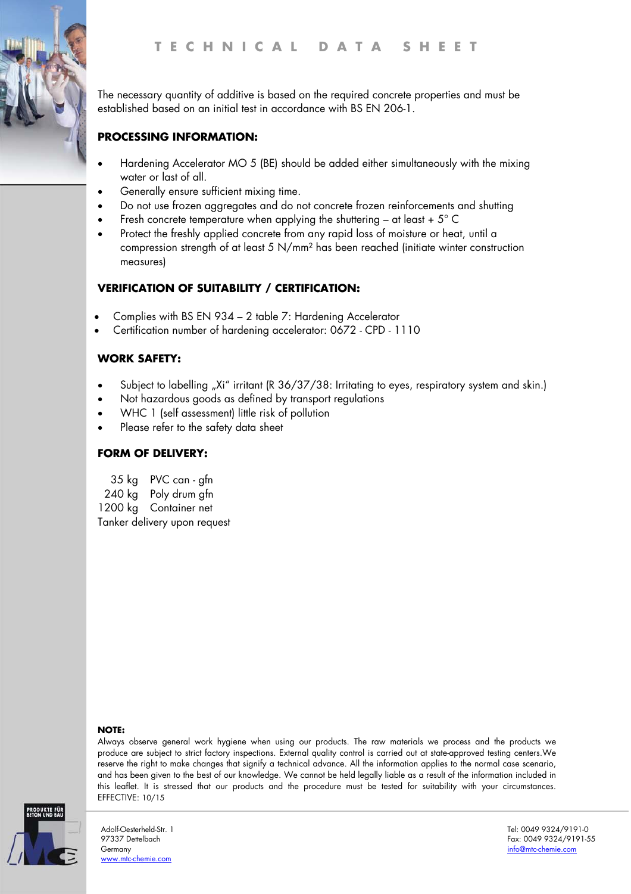The necessary quantity of additive is based on the required concrete properties and must be established based on an initial test in accordance with BS EN 206-1.

## PROCESSING INFORMATION:

- Hardening Accelerator MO 5 (BE) should be added either simultaneously with the mixing water or last of all.
- Generally ensure sufficient mixing time.
- Do not use frozen aggregates and do not concrete frozen reinforcements and shutting
- Fresh concrete temperature when applying the shuttering – at least + 5° C
- Protect the freshly applied concrete from any rapid loss of moisture or heat, until a compression strength of at least 5 N/mm² has been reached (initiate winter construction measures)

## VERIFICATION OF SUITABILITY / CERTIFICATION:

- Complies with BS EN 934 – 2 table 7: Hardening Accelerator
- Certification number of hardening accelerator: 0672 - CPD - 1110

## WORK SAFETY:

- Subject to labelling „Xi" irritant (R 36/37/38: Irritating to eyes, respiratory system and skin.)
- Not hazardous goods as defined by transport regulations
- WHC 1 (self assessment) little risk of pollution
- Please refer to the safety data sheet

## FORM OF DELIVERY:

| | |
|---|---|
| 35 kg | PVC can - gfn |
| 240 kg | Poly drum gfn |
| 1200 kg | Container net |

Tanker delivery upon request

**NOTE:**
Always observe general work hygiene when using our products. The raw materials we process and the products we produce are subject to strict factory inspections. External quality control is carried out at state-approved testing centers. We reserve the right to make changes that signify a technical advance. All the information applies to the normal case scenario, and has been given to the best of our knowledge. We cannot be held legally liable as a result of the information included in this leaflet. It is stressed that our products and the procedure must be tested for suitability with your circumstances.
EFFECTIVE: 10/15

Adolf-Oesterheld-Str. 1
97337 Dettelbach
Germany
www.mtc-chemie.com

Tel: 0049 9324/9191-0
Fax: 0049 9324/9191-55
info@mtc-chemie.com